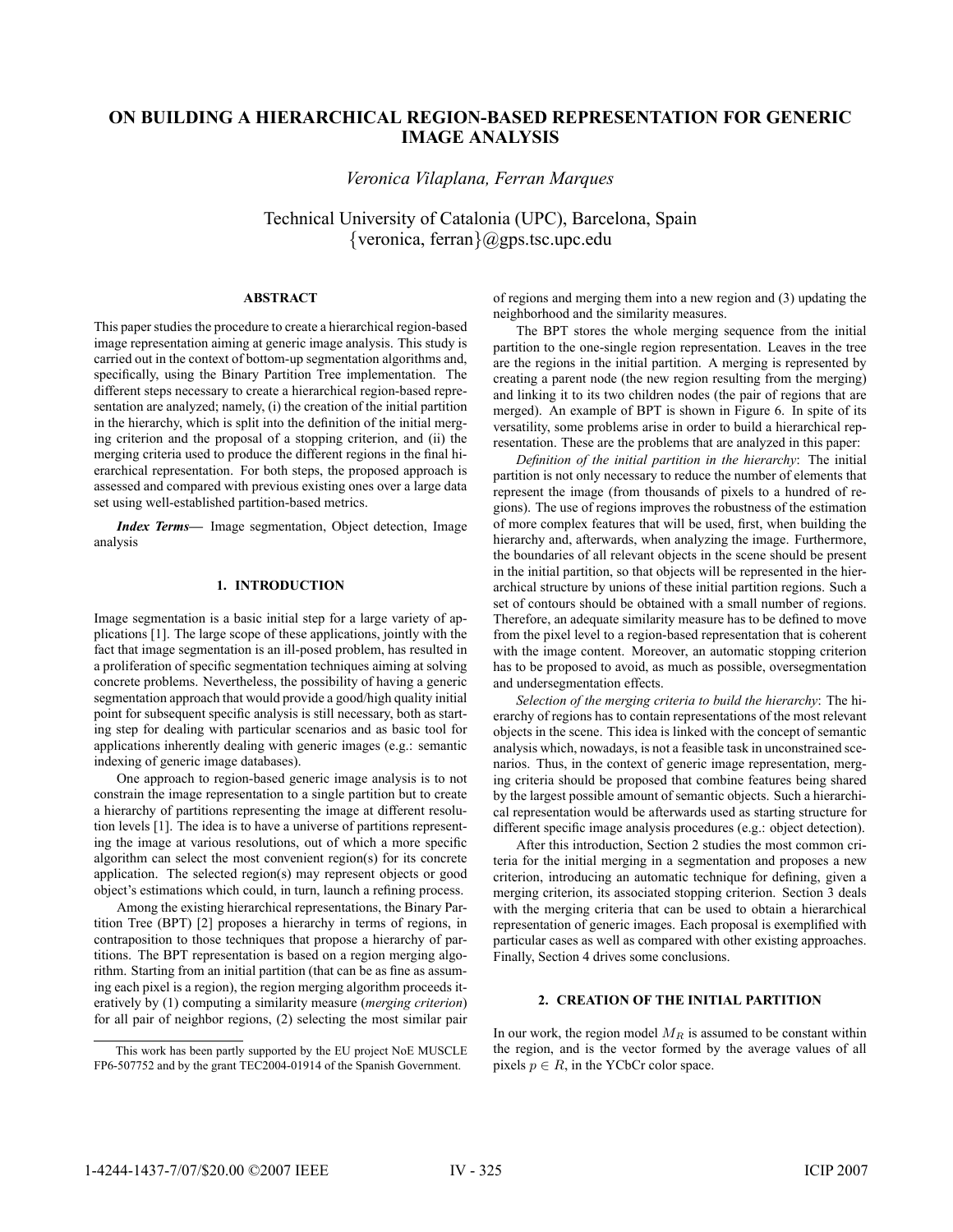# ON BUILDING A HIERARCHICAL REGION-BASED REPRESENTATION FOR GENERIC IMAGE ANALYSIS

*Veronica Vilaplana, Ferran Marques*

Technical University of Catalonia (UPC), Barcelona, Spain
{veronica, ferran}@gps.tsc.upc.edu

## ABSTRACT

This paper studies the procedure to create a hierarchical region-based image representation aiming at generic image analysis. This study is carried out in the context of bottom-up segmentation algorithms and, specifically, using the Binary Partition Tree implementation. The different steps necessary to create a hierarchical region-based representation are analyzed; namely, (i) the creation of the initial partition in the hierarchy, which is split into the definition of the initial merging criterion and the proposal of a stopping criterion, and (ii) the merging criteria used to produce the different regions in the final hierarchical representation. For both steps, the proposed approach is assessed and compared with previous existing ones over a large data set using well-established partition-based metrics.

***Index Terms*—** Image segmentation, Object detection, Image analysis

## 1. INTRODUCTION

Image segmentation is a basic initial step for a large variety of applications [1]. The large scope of these applications, jointly with the fact that image segmentation is an ill-posed problem, has resulted in a proliferation of specific segmentation techniques aiming at solving concrete problems. Nevertheless, the possibility of having a generic segmentation approach that would provide a good/high quality initial point for subsequent specific analysis is still necessary, both as starting step for dealing with particular scenarios and as basic tool for applications inherently dealing with generic images (e.g.: semantic indexing of generic image databases).

One approach to region-based generic image analysis is to not constrain the image representation to a single partition but to create a hierarchy of partitions representing the image at different resolution levels [1]. The idea is to have a universe of partitions representing the image at various resolutions, out of which a more specific algorithm can select the most convenient region(s) for its concrete application. The selected region(s) may represent objects or good object's estimations which could, in turn, launch a refining process.

Among the existing hierarchical representations, the Binary Partition Tree (BPT) [2] proposes a hierarchy in terms of regions, in contraposition to those techniques that propose a hierarchy of partitions. The BPT representation is based on a region merging algorithm. Starting from an initial partition (that can be as fine as assuming each pixel is a region), the region merging algorithm proceeds iteratively by (1) computing a similarity measure (*merging criterion*) for all pair of neighbor regions, (2) selecting the most similar pair of regions and merging them into a new region and (3) updating the neighborhood and the similarity measures.

The BPT stores the whole merging sequence from the initial partition to the one-single region representation. Leaves in the tree are the regions in the initial partition. A merging is represented by creating a parent node (the new region resulting from the merging) and linking it to its two children nodes (the pair of regions that are merged). An example of BPT is shown in Figure 6. In spite of its versatility, some problems arise in order to build a hierarchical representation. These are the problems that are analyzed in this paper:

*Definition of the initial partition in the hierarchy*: The initial partition is not only necessary to reduce the number of elements that represent the image (from thousands of pixels to a hundred of regions). The use of regions improves the robustness of the estimation of more complex features that will be used, first, when building the hierarchy and, afterwards, when analyzing the image. Furthermore, the boundaries of all relevant objects in the scene should be present in the initial partition, so that objects will be represented in the hierarchical structure by unions of these initial partition regions. Such a set of contours should be obtained with a small number of regions. Therefore, an adequate similarity measure has to be defined to move from the pixel level to a region-based representation that is coherent with the image content. Moreover, an automatic stopping criterion has to be proposed to avoid, as much as possible, oversegmentation and undersegmentation effects.

*Selection of the merging criteria to build the hierarchy*: The hierarchy of regions has to contain representations of the most relevant objects in the scene. This idea is linked with the concept of semantic analysis which, nowadays, is not a feasible task in unconstrained scenarios. Thus, in the context of generic image representation, merging criteria should be proposed that combine features being shared by the largest possible amount of semantic objects. Such a hierarchical representation would be afterwards used as starting structure for different specific image analysis procedures (e.g.: object detection).

After this introduction, Section 2 studies the most common criteria for the initial merging in a segmentation and proposes a new criterion, introducing an automatic technique for defining, given a merging criterion, its associated stopping criterion. Section 3 deals with the merging criteria that can be used to obtain a hierarchical representation of generic images. Each proposal is exemplified with particular cases as well as compared with other existing approaches. Finally, Section 4 drives some conclusions.

## 2. CREATION OF THE INITIAL PARTITION

In our work, the region model $M_R$ is assumed to be constant within the region, and is the vector formed by the average values of all pixels $p \in R$, in the YCbCr color space.

This work has been partly supported by the EU project NoE MUSCLE FP6-507752 and by the grant TEC2004-01914 of the Spanish Government.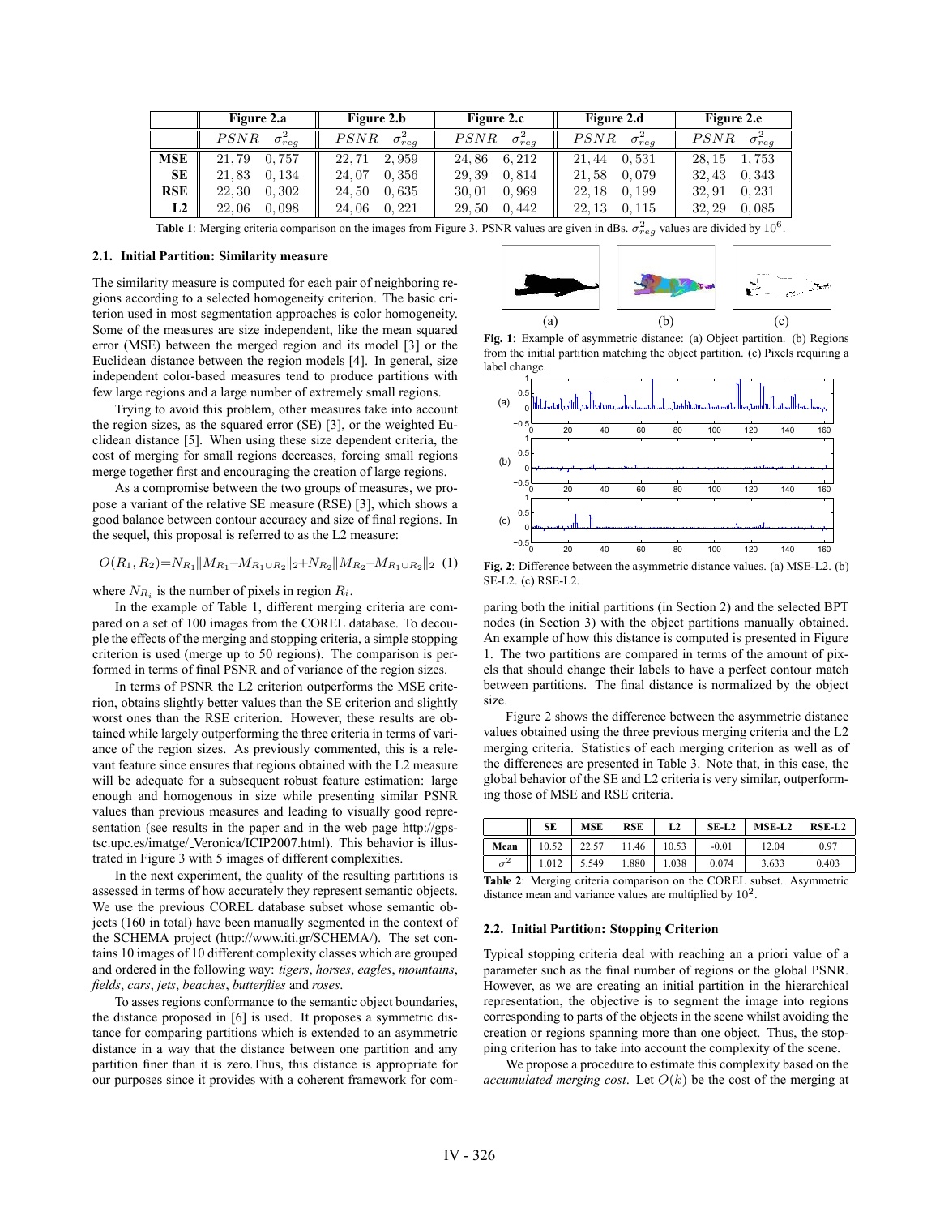|  | Figure 2.a |  | Figure 2.b |  | Figure 2.c |  | Figure 2.d |  | Figure 2.e |  |
|---|---|---|---|---|---|---|---|---|---|---|
|  | $PSNR$ | $\sigma^2_{reg}$ | $PSNR$ | $\sigma^2_{reg}$ | $PSNR$ | $\sigma^2_{reg}$ | $PSNR$ | $\sigma^2_{reg}$ | $PSNR$ | $\sigma^2_{reg}$ |
| **MSE** | 21,79 | 0,757 | 22,71 | 2,959 | 24,86 | 6,212 | 21,44 | 0,531 | 28,15 | 1,753 |
| **SE** | 21,83 | 0,134 | 24,07 | 0,356 | 29,39 | 0,814 | 21,58 | 0,079 | 32,43 | 0,343 |
| **RSE** | 22,30 | 0,302 | 24,50 | 0,635 | 30,01 | 0,969 | 22,18 | 0,199 | 32,91 | 0,231 |
| **L2** | 22,06 | 0,098 | 24,06 | 0,221 | 29,50 | 0,442 | 22,13 | 0,115 | 32,29 | 0,085 |

**Table 1**: Merging criteria comparison on the images from Figure 3. PSNR values are given in dBs. $\sigma^2_{reg}$ values are divided by $10^6$.

### 2.1. Initial Partition: Similarity measure

The similarity measure is computed for each pair of neighboring regions according to a selected homogeneity criterion. The basic criterion used in most segmentation approaches is color homogeneity. Some of the measures are size independent, like the mean squared error (MSE) between the merged region and its model [3] or the Euclidean distance between the region models [4]. In general, size independent color-based measures tend to produce partitions with few large regions and a large number of extremely small regions.

Trying to avoid this problem, other measures take into account the region sizes, as the squared error (SE) [3], or the weighted Euclidean distance [5]. When using these size dependent criteria, the cost of merging for small regions decreases, forcing small regions merge together first and encouraging the creation of large regions.

As a compromise between the two groups of measures, we propose a variant of the relative SE measure (RSE) [3], which shows a good balance between contour accuracy and size of final regions. In the sequel, this proposal is referred to as the L2 measure:

$$O(R_1, R_2) = N_{R_1} \| M_{R_1} - M_{R_1 \cup R_2} \|_2 + N_{R_2} \| M_{R_2} - M_{R_1 \cup R_2} \|_2 \quad (1)$$

where $N_{R_i}$ is the number of pixels in region $R_i$.

In the example of Table 1, different merging criteria are compared on a set of 100 images from the COREL database. To decouple the effects of the merging and stopping criteria, a simple stopping criterion is used (merge up to 50 regions). The comparison is performed in terms of final PSNR and of variance of the region sizes.

In terms of PSNR the L2 criterion outperforms the MSE criterion, obtains slightly better values than the SE criterion and slightly worst ones than the RSE criterion. However, these results are obtained while largely outperforming the three criteria in terms of variance of the region sizes. As previously commented, this is a relevant feature since ensures that regions obtained with the L2 measure will be adequate for a subsequent robust feature estimation: large enough and homogenous in size while presenting similar PSNR values than previous measures and leading to visually good representation (see results in the paper and in the web page http://gps-tsc.upc.es/imatge/_Veronica/ICIP2007.html). This behavior is illustrated in Figure 3 with 5 images of different complexities.

In the next experiment, the quality of the resulting partitions is assessed in terms of how accurately they represent semantic objects. We use the previous COREL database subset whose semantic objects (160 in total) have been manually segmented in the context of the SCHEMA project (http://www.iti.gr/SCHEMA/). The set contains 10 images of 10 different complexity classes which are grouped and ordered in the following way: *tigers*, *horses*, *eagles*, *mountains*, *fields*, *cars*, *jets*, *beaches*, *butterflies* and *roses*.

To asses regions conformance to the semantic object boundaries, the distance proposed in [6] is used. It proposes a symmetric distance for comparing partitions which is extended to an asymmetric distance in a way that the distance between one partition and any partition finer than it is zero.Thus, this distance is appropriate for our purposes since it provides with a coherent framework for comparing both the initial partitions (in Section 2) and the selected BPT nodes (in Section 3) with the object partitions manually obtained. An example of how this distance is computed is presented in Figure 1. The two partitions are compared in terms of the amount of pixels that should change their labels to have a perfect contour match between partitions. The final distance is normalized by the object size.

**Fig. 1**: Example of asymmetric distance: (a) Object partition. (b) Regions from the initial partition matching the object partition. (c) Pixels requiring a label change.

**Fig. 2**: Difference between the asymmetric distance values. (a) MSE-L2. (b) SE-L2. (c) RSE-L2.

Figure 2 shows the difference between the asymmetric distance values obtained using the three previous merging criteria and the L2 merging criteria. Statistics of each merging criterion as well as of the differences are presented in Table 3. Note that, in this case, the global behavior of the SE and L2 criteria is very similar, outperforming those of MSE and RSE criteria.

|  | SE | MSE | RSE | L2 | SE-L2 | MSE-L2 | RSE-L2 |
|---|---|---|---|---|---|---|---|
| **Mean** | 10.52 | 22.57 | 11.46 | 10.53 | -0.01 | 12.04 | 0.97 |
| $\sigma^2$ | 1.012 | 5.549 | 1.880 | 1.038 | 0.074 | 3.633 | 0.403 |

**Table 2**: Merging criteria comparison on the COREL subset. Asymmetric distance mean and variance values are multiplied by $10^2$.

### 2.2. Initial Partition: Stopping Criterion

Typical stopping criteria deal with reaching an a priori value of a parameter such as the final number of regions or the global PSNR. However, as we are creating an initial partition in the hierarchical representation, the objective is to segment the image into regions corresponding to parts of the objects in the scene whilst avoiding the creation or regions spanning more than one object. Thus, the stopping criterion has to take into account the complexity of the scene.

We propose a procedure to estimate this complexity based on the *accumulated merging cost*. Let $O(k)$ be the cost of the merging at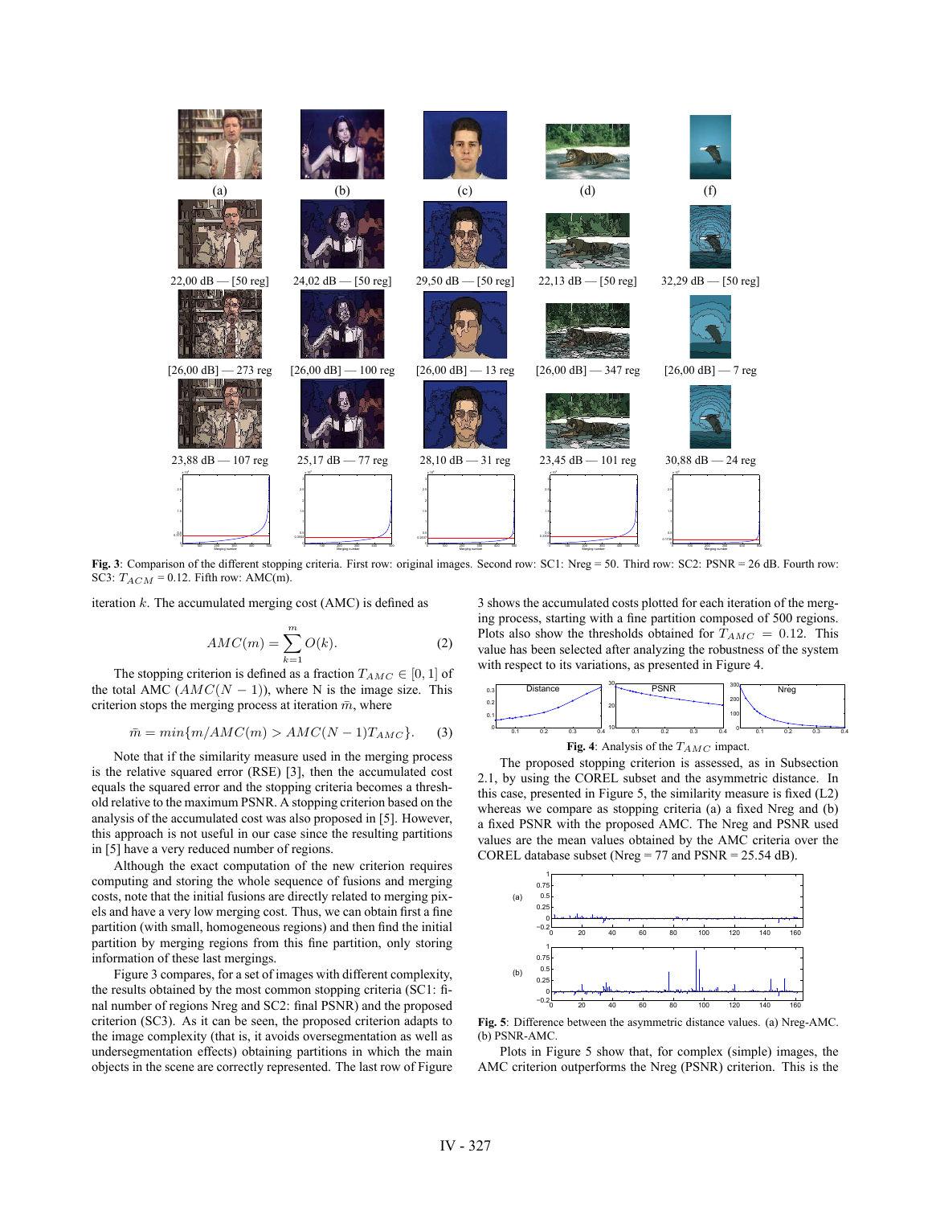**Fig. 3**: Comparison of the different stopping criteria. First row: original images. Second row: SC1: Nreg = 50. Third row: SC2: PSNR = 26 dB. Fourth row: SC3: $T_{ACM}$ = 0.12. Fifth row: AMC(m).

iteration $k$. The accumulated merging cost (AMC) is defined as

$$AMC(m) = \sum_{k=1}^{m} O(k). \quad (2)$$

The stopping criterion is defined as a fraction $T_{AMC} \in [0, 1]$ of the total AMC ($AMC(N-1)$), where N is the image size. This criterion stops the merging process at iteration $\bar{m}$, where

$$\bar{m} = min\{m/AMC(m) > AMC(N-1)T_{AMC}\}. \quad (3)$$

Note that if the similarity measure used in the merging process is the relative squared error (RSE) [3], then the accumulated cost equals the squared error and the stopping criteria becomes a threshold relative to the maximum PSNR. A stopping criterion based on the analysis of the accumulated cost was also proposed in [5]. However, this approach is not useful in our case since the resulting partitions in [5] have a very reduced number of regions.

Although the exact computation of the new criterion requires computing and storing the whole sequence of fusions and merging costs, note that the initial fusions are directly related to merging pixels and have a very low merging cost. Thus, we can obtain first a fine partition (with small, homogeneous regions) and then find the initial partition by merging regions from this fine partition, only storing information of these last mergings.

Figure 3 compares, for a set of images with different complexity, the results obtained by the most common stopping criteria (SC1: final number of regions Nreg and SC2: final PSNR) and the proposed criterion (SC3). As it can be seen, the proposed criterion adapts to the image complexity (that is, it avoids oversegmentation as well as undersegmentation effects) obtaining partitions in which the main objects in the scene are correctly represented. The last row of Figure 3 shows the accumulated costs plotted for each iteration of the merging process, starting with a fine partition composed of 500 regions. Plots also show the thresholds obtained for $T_{AMC} = 0.12$. This value has been selected after analyzing the robustness of the system with respect to its variations, as presented in Figure 4.

**Fig. 4**: Analysis of the $T_{AMC}$ impact.

The proposed stopping criterion is assessed, as in Subsection 2.1, by using the COREL subset and the asymmetric distance. In this case, presented in Figure 5, the similarity measure is fixed (L2) whereas we compare as stopping criteria (a) a fixed Nreg and (b) a fixed PSNR with the proposed AMC. The Nreg and PSNR used values are the mean values obtained by the AMC criteria over the COREL database subset (Nreg = 77 and PSNR = 25.54 dB).

**Fig. 5**: Difference between the asymmetric distance values. (a) Nreg-AMC. (b) PSNR-AMC.

Plots in Figure 5 show that, for complex (simple) images, the AMC criterion outperforms the Nreg (PSNR) criterion. This is the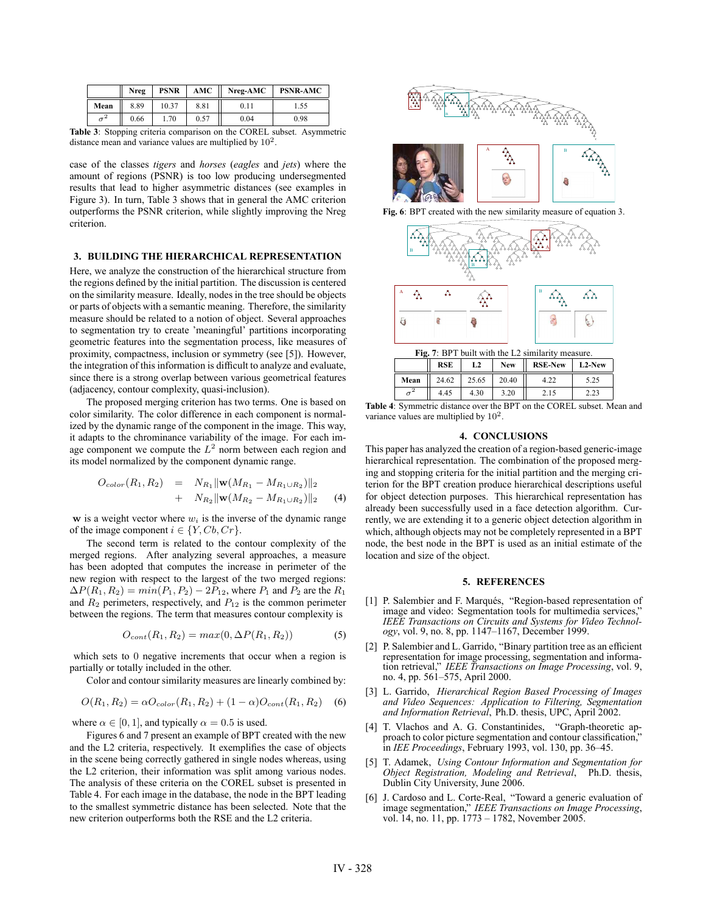|  | Nreg | PSNR | AMC | Nreg-AMC | PSNR-AMC |
|---|---|---|---|---|---|
| Mean | 8.89 | 10.37 | 8.81 | 0.11 | 1.55 |
| $\sigma^2$ | 0.66 | 1.70 | 0.57 | 0.04 | 0.98 |

**Table 3**: Stopping criteria comparison on the COREL subset. Asymmetric distance mean and variance values are multiplied by $10^2$.

case of the classes *tigers* and *horses* (*eagles* and *jets*) where the amount of regions (PSNR) is too low producing undersegmented results that lead to higher asymmetric distances (see examples in Figure 3). In turn, Table 3 shows that in general the AMC criterion outperforms the PSNR criterion, while slightly improving the Nreg criterion.

## 3. BUILDING THE HIERARCHICAL REPRESENTATION

Here, we analyze the construction of the hierarchical structure from the regions defined by the initial partition. The discussion is centered on the similarity measure. Ideally, nodes in the tree should be objects or parts of objects with a semantic meaning. Therefore, the similarity measure should be related to a notion of object. Several approaches to segmentation try to create 'meaningful' partitions incorporating geometric features into the segmentation process, like measures of proximity, compactness, inclusion or symmetry (see [5]). However, the integration of this information is difficult to analyze and evaluate, since there is a strong overlap between various geometrical features (adjacency, contour complexity, quasi-inclusion).

The proposed merging criterion has two terms. One is based on color similarity. The color difference in each component is normalized by the dynamic range of the component in the image. This way, it adapts to the chrominance variability of the image. For each image component we compute the $L^2$ norm between each region and its model normalized by the component dynamic range.

$$
\begin{aligned}
O_{color}(R_1, R_2) &= N_{R_1}\|\mathbf{w}(M_{R_1} - M_{R_1 \cup R_2})\|_2 \\
&+ N_{R_2}\|\mathbf{w}(M_{R_2} - M_{R_1 \cup R_2})\|_2 \quad (4)
\end{aligned}
$$

$\mathbf{w}$ is a weight vector where $w_i$ is the inverse of the dynamic range of the image component $i \in \{Y, Cb, Cr\}$.

The second term is related to the contour complexity of the merged regions. After analyzing several approaches, a measure has been adopted that computes the increase in perimeter of the new region with respect to the largest of the two merged regions: $\Delta P(R_1, R_2) = min(P_1, P_2) - 2P_{12}$, where $P_1$ and $P_2$ are the $R_1$ and $R_2$ perimeters, respectively, and $P_{12}$ is the common perimeter between the regions. The term that measures contour complexity is

$$
O_{cont}(R_1, R_2) = max(0, \Delta P(R_1, R_2)) \quad (5)
$$

which sets to 0 negative increments that occur when a region is partially or totally included in the other.

Color and contour similarity measures are linearly combined by:

$$
O(R_1, R_2) = \alpha O_{color}(R_1, R_2) + (1 - \alpha) O_{cont}(R_1, R_2) \quad (6)
$$

where $\alpha \in [0, 1]$, and typically $\alpha = 0.5$ is used.

Figures 6 and 7 present an example of BPT created with the new and the L2 criteria, respectively. It exemplifies the case of objects in the scene being correctly gathered in single nodes whereas, using the L2 criterion, their information was split among various nodes. The analysis of these criteria on the COREL subset is presented in Table 4. For each image in the database, the node in the BPT leading to the smallest symmetric distance has been selected. Note that the new criterion outperforms both the RSE and the L2 criteria.

**Fig. 6**: BPT created with the new similarity measure of equation 3.

**Fig. 7**: BPT built with the L2 similarity measure.

|  | RSE | L2 | New | RSE-New | L2-New |
|---|---|---|---|---|---|
| Mean | 24.62 | 25.65 | 20.40 | 4.22 | 5.25 |
| $\sigma^2$ | 4.45 | 4.30 | 3.20 | 2.15 | 2.23 |

**Table 4**: Symmetric distance over the BPT on the COREL subset. Mean and variance values are multiplied by $10^2$.

## 4. CONCLUSIONS

This paper has analyzed the creation of a region-based generic-image hierarchical representation. The combination of the proposed merging and stopping criteria for the initial partition and the merging criterion for the BPT creation produce hierarchical descriptions useful for object detection purposes. This hierarchical representation has already been successfully used in a face detection algorithm. Currently, we are extending it to a generic object detection algorithm in which, although objects may not be completely represented in a BPT node, the best node in the BPT is used as an initial estimate of the location and size of the object.

## 5. REFERENCES

[1] P. Salembier and F. Marqués, "Region-based representation of image and video: Segmentation tools for multimedia services," *IEEE Transactions on Circuits and Systems for Video Technology*, vol. 9, no. 8, pp. 1147–1167, December 1999.

[2] P. Salembier and L. Garrido, "Binary partition tree as an efficient representation for image processing, segmentation and information retrieval," *IEEE Transactions on Image Processing*, vol. 9, no. 4, pp. 561–575, April 2000.

[3] L. Garrido, *Hierarchical Region Based Processing of Images and Video Sequences: Application to Filtering, Segmentation and Information Retrieval*, Ph.D. thesis, UPC, April 2002.

[4] T. Vlachos and A. G. Constantinides, "Graph-theoretic approach to color picture segmentation and contour classification," in *IEE Proceedings*, February 1993, vol. 130, pp. 36–45.

[5] T. Adamek, *Using Contour Information and Segmentation for Object Registration, Modeling and Retrieval*, Ph.D. thesis, Dublin City University, June 2006.

[6] J. Cardoso and L. Corte-Real, "Toward a generic evaluation of image segmentation," *IEEE Transactions on Image Processing*, vol. 14, no. 11, pp. 1773 – 1782, November 2005.